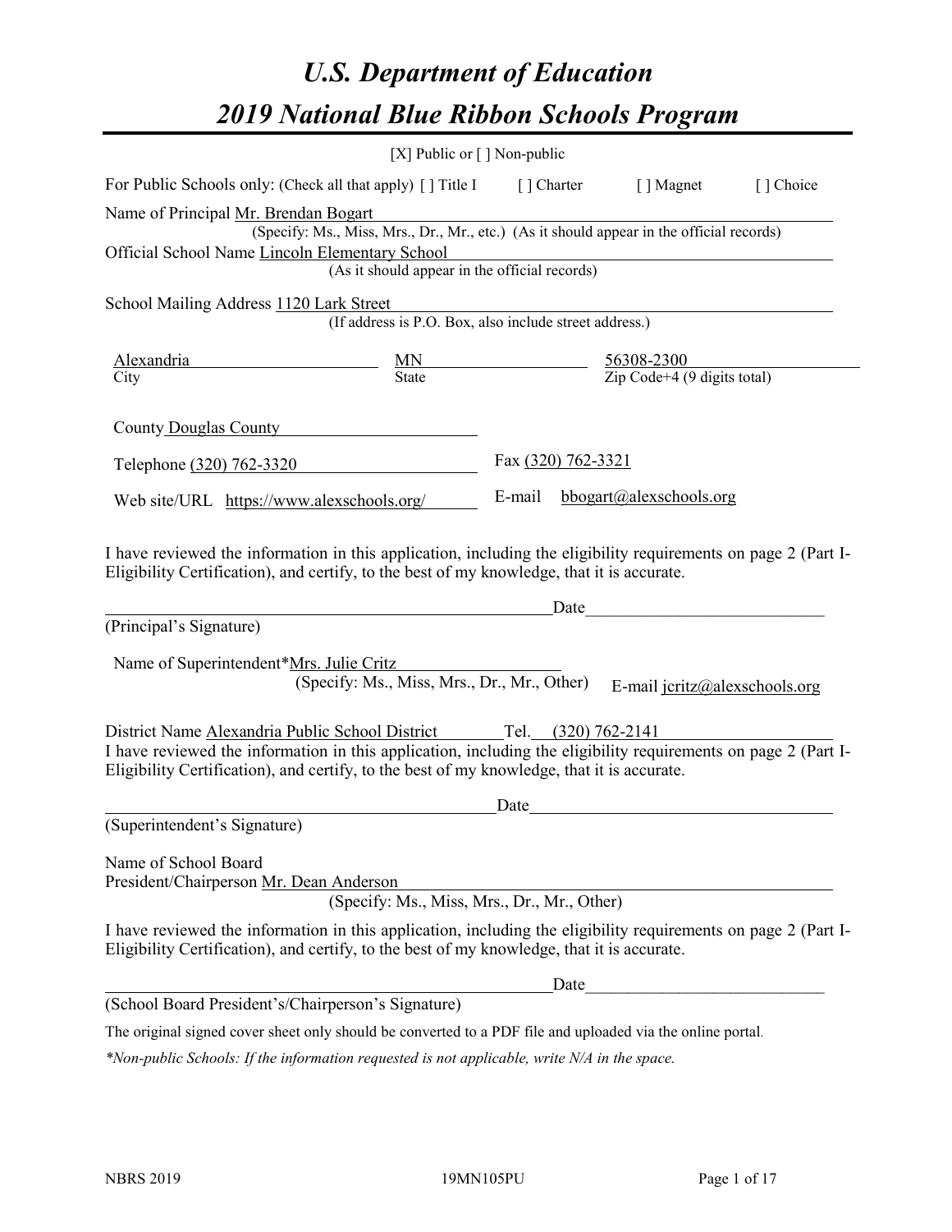# U.S. Department of Education
# 2019 National Blue Ribbon Schools Program

[X] Public or [ ] Non-public

For Public Schools only: (Check all that apply) [ ] Title I [ ] Charter [ ] Magnet [ ] Choice

Name of Principal Mr. Brendan Bogart
(Specify: Ms., Miss, Mrs., Dr., Mr., etc.) (As it should appear in the official records)

Official School Name Lincoln Elementary School
(As it should appear in the official records)

School Mailing Address 1120 Lark Street
(If address is P.O. Box, also include street address.)

| Alexandria | MN | 56308-2300 |
|---|---|---|
| City | State | Zip Code+4 (9 digits total) |

County Douglas County

Telephone (320) 762-3320 Fax (320) 762-3321

Web site/URL https://www.alexschools.org/ E-mail bbogart@alexschools.org

I have reviewed the information in this application, including the eligibility requirements on page 2 (Part I-Eligibility Certification), and certify, to the best of my knowledge, that it is accurate.

_______________________________________________ Date___________________________
(Principal's Signature)

Name of Superintendent*Mrs. Julie Critz
(Specify: Ms., Miss, Mrs., Dr., Mr., Other) E-mail jcritz@alexschools.org

District Name Alexandria Public School District Tel. (320) 762-2141

I have reviewed the information in this application, including the eligibility requirements on page 2 (Part I-Eligibility Certification), and certify, to the best of my knowledge, that it is accurate.

_______________________________________________ Date___________________________
(Superintendent's Signature)

Name of School Board
President/Chairperson Mr. Dean Anderson
(Specify: Ms., Miss, Mrs., Dr., Mr., Other)

I have reviewed the information in this application, including the eligibility requirements on page 2 (Part I-Eligibility Certification), and certify, to the best of my knowledge, that it is accurate.

_______________________________________________ Date___________________________
(School Board President's/Chairperson's Signature)

The original signed cover sheet only should be converted to a PDF file and uploaded via the online portal.

*\*Non-public Schools: If the information requested is not applicable, write N/A in the space.*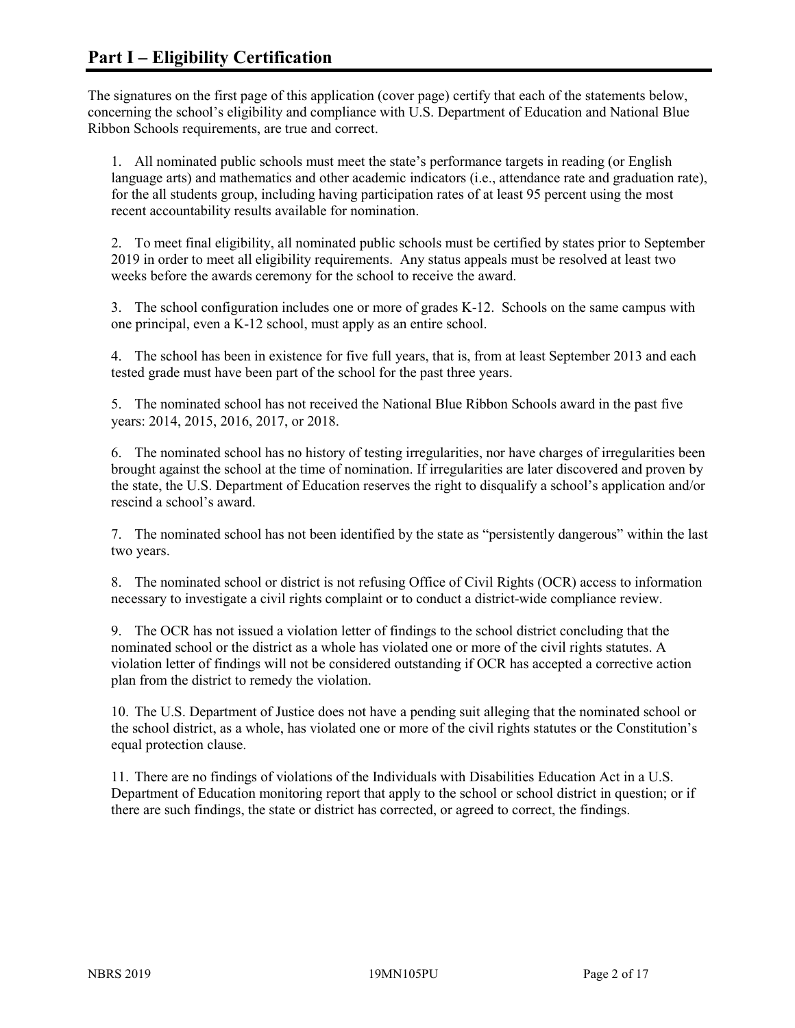## Part I – Eligibility Certification

The signatures on the first page of this application (cover page) certify that each of the statements below, concerning the school's eligibility and compliance with U.S. Department of Education and National Blue Ribbon Schools requirements, are true and correct.

1. All nominated public schools must meet the state's performance targets in reading (or English language arts) and mathematics and other academic indicators (i.e., attendance rate and graduation rate), for the all students group, including having participation rates of at least 95 percent using the most recent accountability results available for nomination.

2. To meet final eligibility, all nominated public schools must be certified by states prior to September 2019 in order to meet all eligibility requirements. Any status appeals must be resolved at least two weeks before the awards ceremony for the school to receive the award.

3. The school configuration includes one or more of grades K-12. Schools on the same campus with one principal, even a K-12 school, must apply as an entire school.

4. The school has been in existence for five full years, that is, from at least September 2013 and each tested grade must have been part of the school for the past three years.

5. The nominated school has not received the National Blue Ribbon Schools award in the past five years: 2014, 2015, 2016, 2017, or 2018.

6. The nominated school has no history of testing irregularities, nor have charges of irregularities been brought against the school at the time of nomination. If irregularities are later discovered and proven by the state, the U.S. Department of Education reserves the right to disqualify a school's application and/or rescind a school's award.

7. The nominated school has not been identified by the state as "persistently dangerous" within the last two years.

8. The nominated school or district is not refusing Office of Civil Rights (OCR) access to information necessary to investigate a civil rights complaint or to conduct a district-wide compliance review.

9. The OCR has not issued a violation letter of findings to the school district concluding that the nominated school or the district as a whole has violated one or more of the civil rights statutes. A violation letter of findings will not be considered outstanding if OCR has accepted a corrective action plan from the district to remedy the violation.

10. The U.S. Department of Justice does not have a pending suit alleging that the nominated school or the school district, as a whole, has violated one or more of the civil rights statutes or the Constitution's equal protection clause.

11. There are no findings of violations of the Individuals with Disabilities Education Act in a U.S. Department of Education monitoring report that apply to the school or school district in question; or if there are such findings, the state or district has corrected, or agreed to correct, the findings.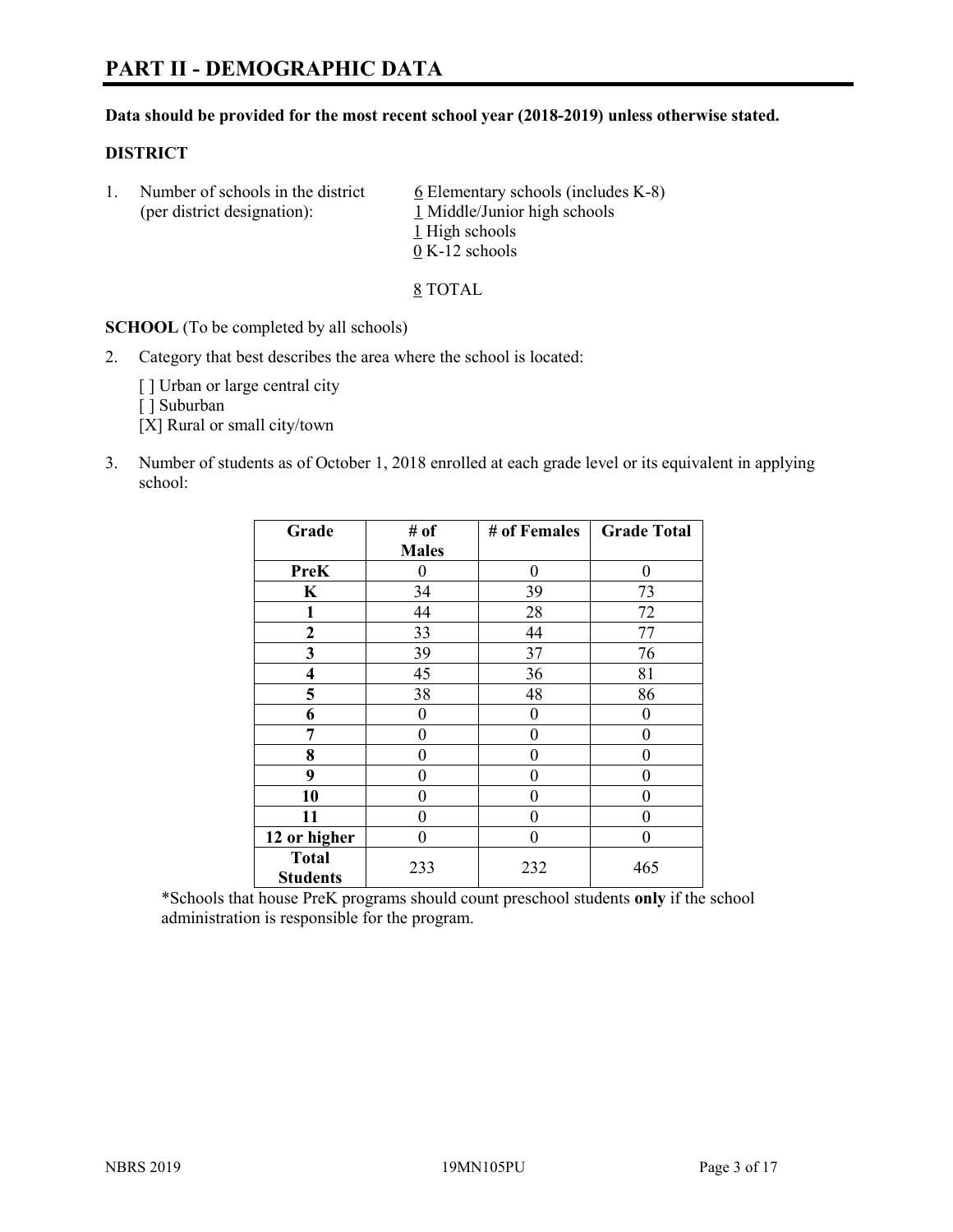# PART II - DEMOGRAPHIC DATA

**Data should be provided for the most recent school year (2018-2019) unless otherwise stated.**

**DISTRICT**

1. Number of schools in the district (per district designation):
   6 Elementary schools (includes K-8)
   1 Middle/Junior high schools
   1 High schools
   0 K-12 schools

   8 TOTAL

**SCHOOL** (To be completed by all schools)

2. Category that best describes the area where the school is located:

   [ ] Urban or large central city
   [ ] Suburban
   [X] Rural or small city/town

3. Number of students as of October 1, 2018 enrolled at each grade level or its equivalent in applying school:

| Grade | # of Males | # of Females | Grade Total |
|---|---|---|---|
| PreK | 0 | 0 | 0 |
| K | 34 | 39 | 73 |
| 1 | 44 | 28 | 72 |
| 2 | 33 | 44 | 77 |
| 3 | 39 | 37 | 76 |
| 4 | 45 | 36 | 81 |
| 5 | 38 | 48 | 86 |
| 6 | 0 | 0 | 0 |
| 7 | 0 | 0 | 0 |
| 8 | 0 | 0 | 0 |
| 9 | 0 | 0 | 0 |
| 10 | 0 | 0 | 0 |
| 11 | 0 | 0 | 0 |
| 12 or higher | 0 | 0 | 0 |
| Total Students | 233 | 232 | 465 |

*Schools that house PreK programs should count preschool students **only** if the school administration is responsible for the program.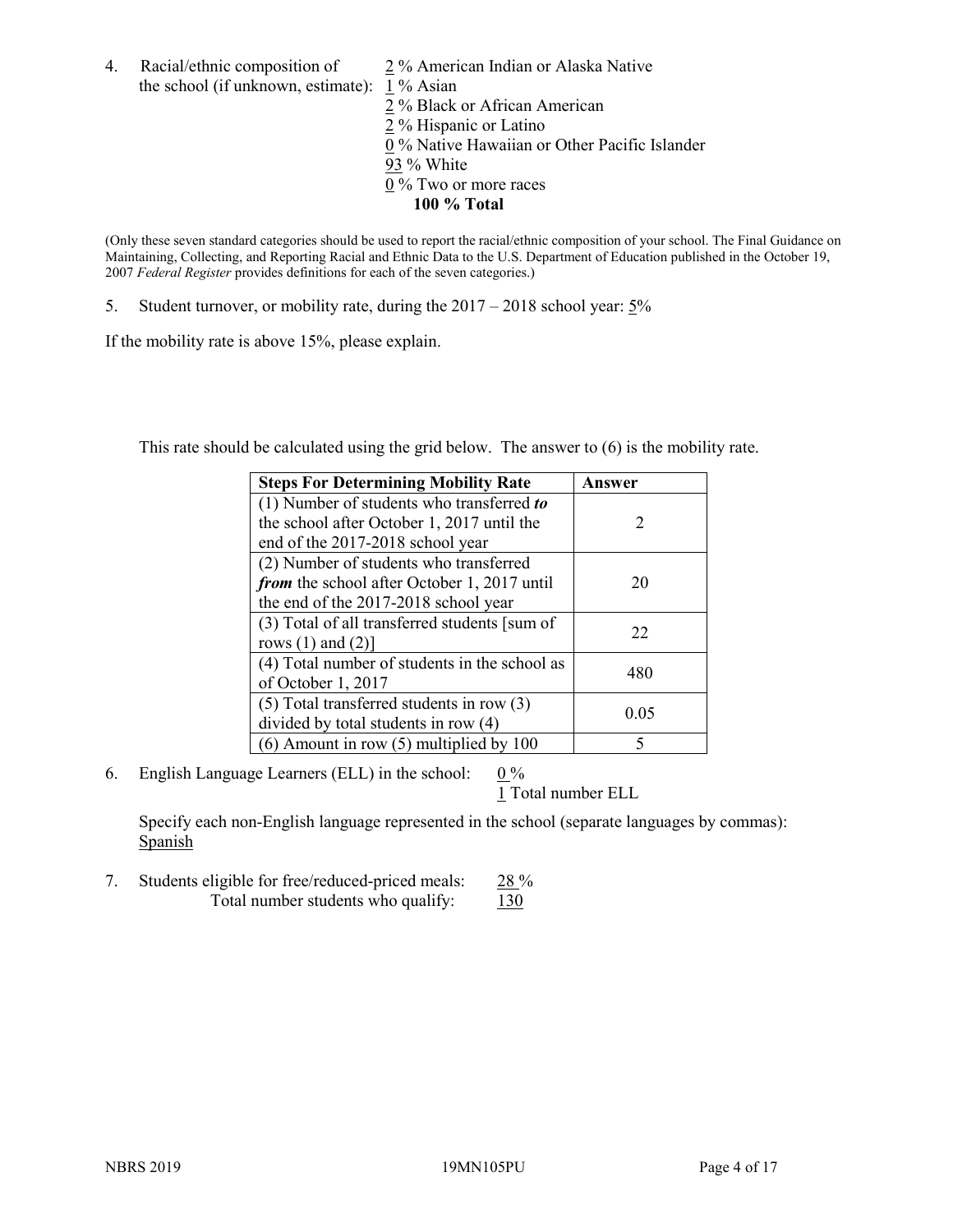4. Racial/ethnic composition of the school (if unknown, estimate):

   2 % American Indian or Alaska Native
   1 % Asian
   2 % Black or African American
   2 % Hispanic or Latino
   0 % Native Hawaiian or Other Pacific Islander
   93 % White
   0 % Two or more races
   **100 % Total**

(Only these seven standard categories should be used to report the racial/ethnic composition of your school. The Final Guidance on Maintaining, Collecting, and Reporting Racial and Ethnic Data to the U.S. Department of Education published in the October 19, 2007 *Federal Register* provides definitions for each of the seven categories.)

5. Student turnover, or mobility rate, during the 2017 – 2018 school year: 5%

If the mobility rate is above 15%, please explain.

This rate should be calculated using the grid below. The answer to (6) is the mobility rate.

| **Steps For Determining Mobility Rate** | **Answer** |
| --- | --- |
| (1) Number of students who transferred ***to*** the school after October 1, 2017 until the end of the 2017-2018 school year | 2 |
| (2) Number of students who transferred ***from*** the school after October 1, 2017 until the end of the 2017-2018 school year | 20 |
| (3) Total of all transferred students [sum of rows (1) and (2)] | 22 |
| (4) Total number of students in the school as of October 1, 2017 | 480 |
| (5) Total transferred students in row (3) divided by total students in row (4) | 0.05 |
| (6) Amount in row (5) multiplied by 100 | 5 |

6. English Language Learners (ELL) in the school: 0 %
   1 Total number ELL

   Specify each non-English language represented in the school (separate languages by commas): Spanish

7. Students eligible for free/reduced-priced meals: 28 %
   Total number students who qualify: 130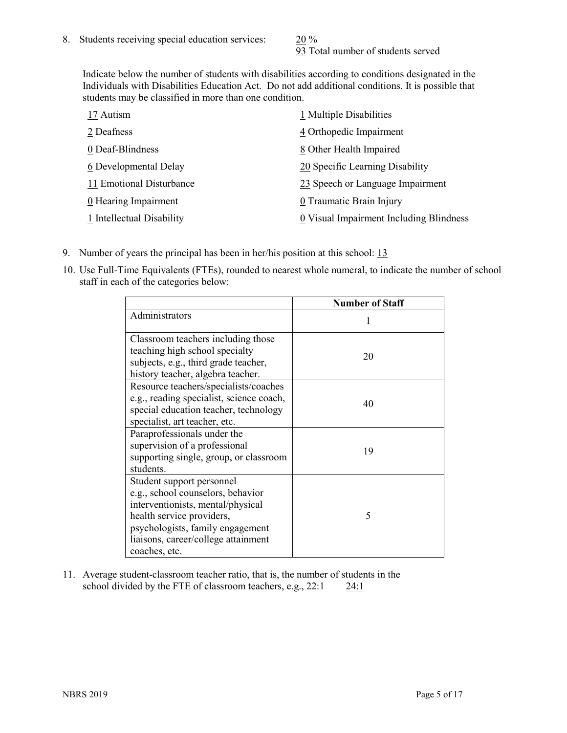8. Students receiving special education services: 20 %
 93 Total number of students served

 Indicate below the number of students with disabilities according to conditions designated in the Individuals with Disabilities Education Act. Do not add additional conditions. It is possible that students may be classified in more than one condition.

 17 Autism
 2 Deafness
 0 Deaf-Blindness
 6 Developmental Delay
 11 Emotional Disturbance
 0 Hearing Impairment
 1 Intellectual Disability
 1 Multiple Disabilities
 4 Orthopedic Impairment
 8 Other Health Impaired
 20 Specific Learning Disability
 23 Speech or Language Impairment
 0 Traumatic Brain Injury
 0 Visual Impairment Including Blindness

9. Number of years the principal has been in her/his position at this school: 13

10. Use Full-Time Equivalents (FTEs), rounded to nearest whole numeral, to indicate the number of school staff in each of the categories below:

| | Number of Staff |
|---|---|
| Administrators | 1 |
| Classroom teachers including those teaching high school specialty subjects, e.g., third grade teacher, history teacher, algebra teacher. | 20 |
| Resource teachers/specialists/coaches e.g., reading specialist, science coach, special education teacher, technology specialist, art teacher, etc. | 40 |
| Paraprofessionals under the supervision of a professional supporting single, group, or classroom students. | 19 |
| Student support personnel e.g., school counselors, behavior interventionists, mental/physical health service providers, psychologists, family engagement liaisons, career/college attainment coaches, etc. | 5 |

11. Average student-classroom teacher ratio, that is, the number of students in the school divided by the FTE of classroom teachers, e.g., 22:1 24:1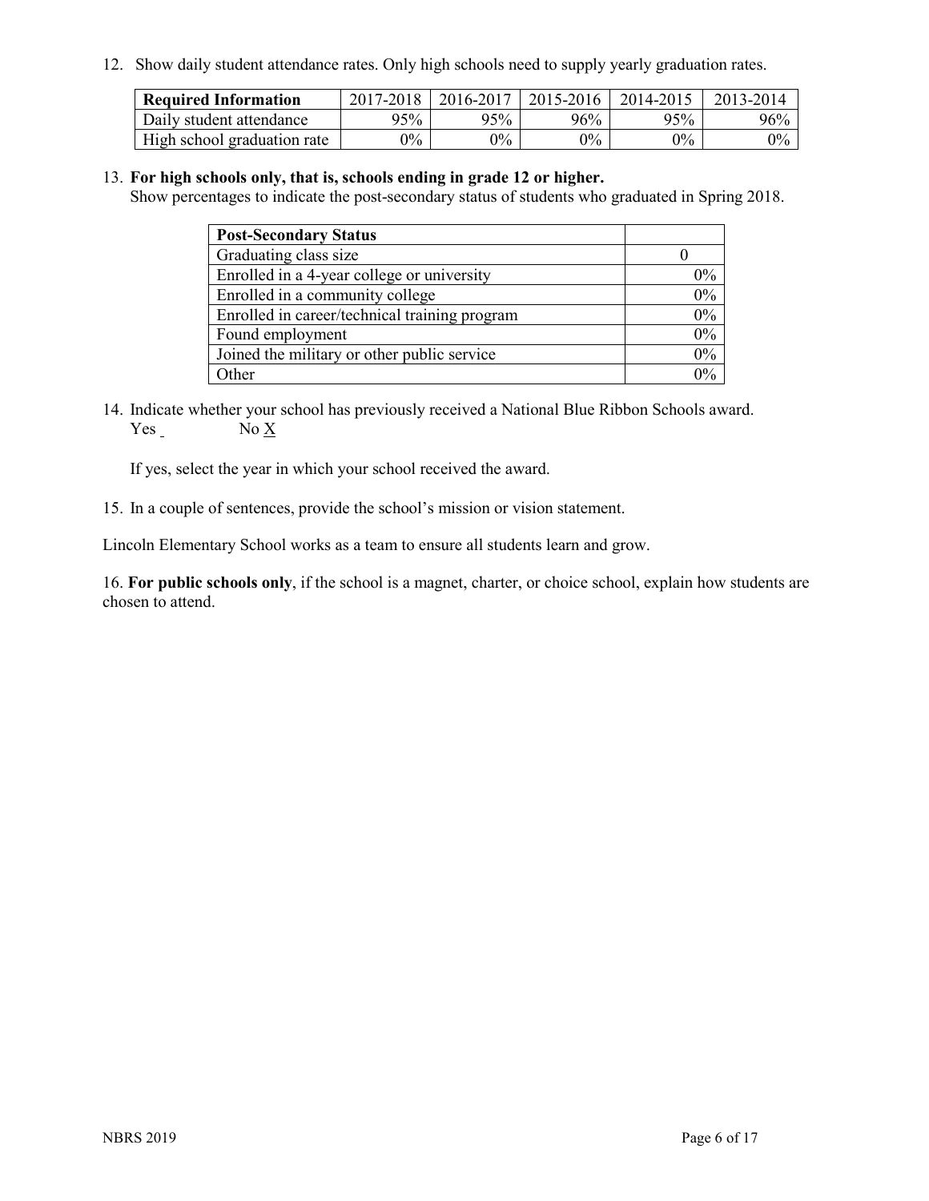12. Show daily student attendance rates. Only high schools need to supply yearly graduation rates.

| Required Information | 2017-2018 | 2016-2017 | 2015-2016 | 2014-2015 | 2013-2014 |
| --- | --- | --- | --- | --- | --- |
| Daily student attendance | 95% | 95% | 96% | 95% | 96% |
| High school graduation rate | 0% | 0% | 0% | 0% | 0% |

13. **For high schools only, that is, schools ending in grade 12 or higher.**
Show percentages to indicate the post-secondary status of students who graduated in Spring 2018.

| Post-Secondary Status | |
| --- | --- |
| Graduating class size | 0 |
| Enrolled in a 4-year college or university | 0% |
| Enrolled in a community college | 0% |
| Enrolled in career/technical training program | 0% |
| Found employment | 0% |
| Joined the military or other public service | 0% |
| Other | 0% |

14. Indicate whether your school has previously received a National Blue Ribbon Schools award.
Yes _ No X

If yes, select the year in which your school received the award.

15. In a couple of sentences, provide the school's mission or vision statement.

Lincoln Elementary School works as a team to ensure all students learn and grow.

16. **For public schools only**, if the school is a magnet, charter, or choice school, explain how students are chosen to attend.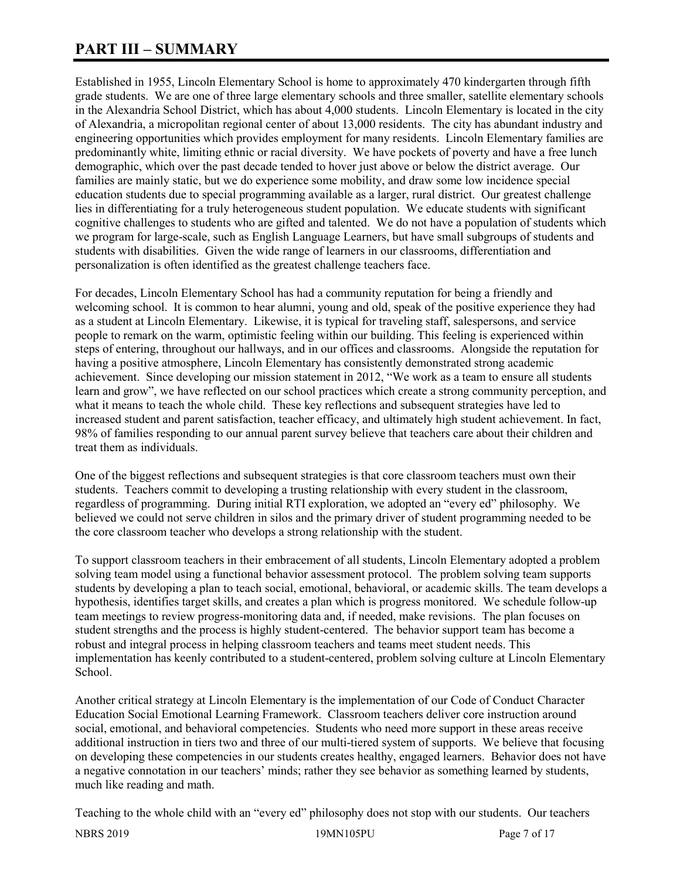# PART III – SUMMARY

Established in 1955, Lincoln Elementary School is home to approximately 470 kindergarten through fifth grade students. We are one of three large elementary schools and three smaller, satellite elementary schools in the Alexandria School District, which has about 4,000 students. Lincoln Elementary is located in the city of Alexandria, a micropolitan regional center of about 13,000 residents. The city has abundant industry and engineering opportunities which provides employment for many residents. Lincoln Elementary families are predominantly white, limiting ethnic or racial diversity. We have pockets of poverty and have a free lunch demographic, which over the past decade tended to hover just above or below the district average. Our families are mainly static, but we do experience some mobility, and draw some low incidence special education students due to special programming available as a larger, rural district. Our greatest challenge lies in differentiating for a truly heterogeneous student population. We educate students with significant cognitive challenges to students who are gifted and talented. We do not have a population of students which we program for large-scale, such as English Language Learners, but have small subgroups of students and students with disabilities. Given the wide range of learners in our classrooms, differentiation and personalization is often identified as the greatest challenge teachers face.

For decades, Lincoln Elementary School has had a community reputation for being a friendly and welcoming school. It is common to hear alumni, young and old, speak of the positive experience they had as a student at Lincoln Elementary. Likewise, it is typical for traveling staff, salespersons, and service people to remark on the warm, optimistic feeling within our building. This feeling is experienced within steps of entering, throughout our hallways, and in our offices and classrooms. Alongside the reputation for having a positive atmosphere, Lincoln Elementary has consistently demonstrated strong academic achievement. Since developing our mission statement in 2012, "We work as a team to ensure all students learn and grow", we have reflected on our school practices which create a strong community perception, and what it means to teach the whole child. These key reflections and subsequent strategies have led to increased student and parent satisfaction, teacher efficacy, and ultimately high student achievement. In fact, 98% of families responding to our annual parent survey believe that teachers care about their children and treat them as individuals.

One of the biggest reflections and subsequent strategies is that core classroom teachers must own their students. Teachers commit to developing a trusting relationship with every student in the classroom, regardless of programming. During initial RTI exploration, we adopted an "every ed" philosophy. We believed we could not serve children in silos and the primary driver of student programming needed to be the core classroom teacher who develops a strong relationship with the student.

To support classroom teachers in their embracement of all students, Lincoln Elementary adopted a problem solving team model using a functional behavior assessment protocol. The problem solving team supports students by developing a plan to teach social, emotional, behavioral, or academic skills. The team develops a hypothesis, identifies target skills, and creates a plan which is progress monitored. We schedule follow-up team meetings to review progress-monitoring data and, if needed, make revisions. The plan focuses on student strengths and the process is highly student-centered. The behavior support team has become a robust and integral process in helping classroom teachers and teams meet student needs. This implementation has keenly contributed to a student-centered, problem solving culture at Lincoln Elementary School.

Another critical strategy at Lincoln Elementary is the implementation of our Code of Conduct Character Education Social Emotional Learning Framework. Classroom teachers deliver core instruction around social, emotional, and behavioral competencies. Students who need more support in these areas receive additional instruction in tiers two and three of our multi-tiered system of supports. We believe that focusing on developing these competencies in our students creates healthy, engaged learners. Behavior does not have a negative connotation in our teachers' minds; rather they see behavior as something learned by students, much like reading and math.

Teaching to the whole child with an "every ed" philosophy does not stop with our students. Our teachers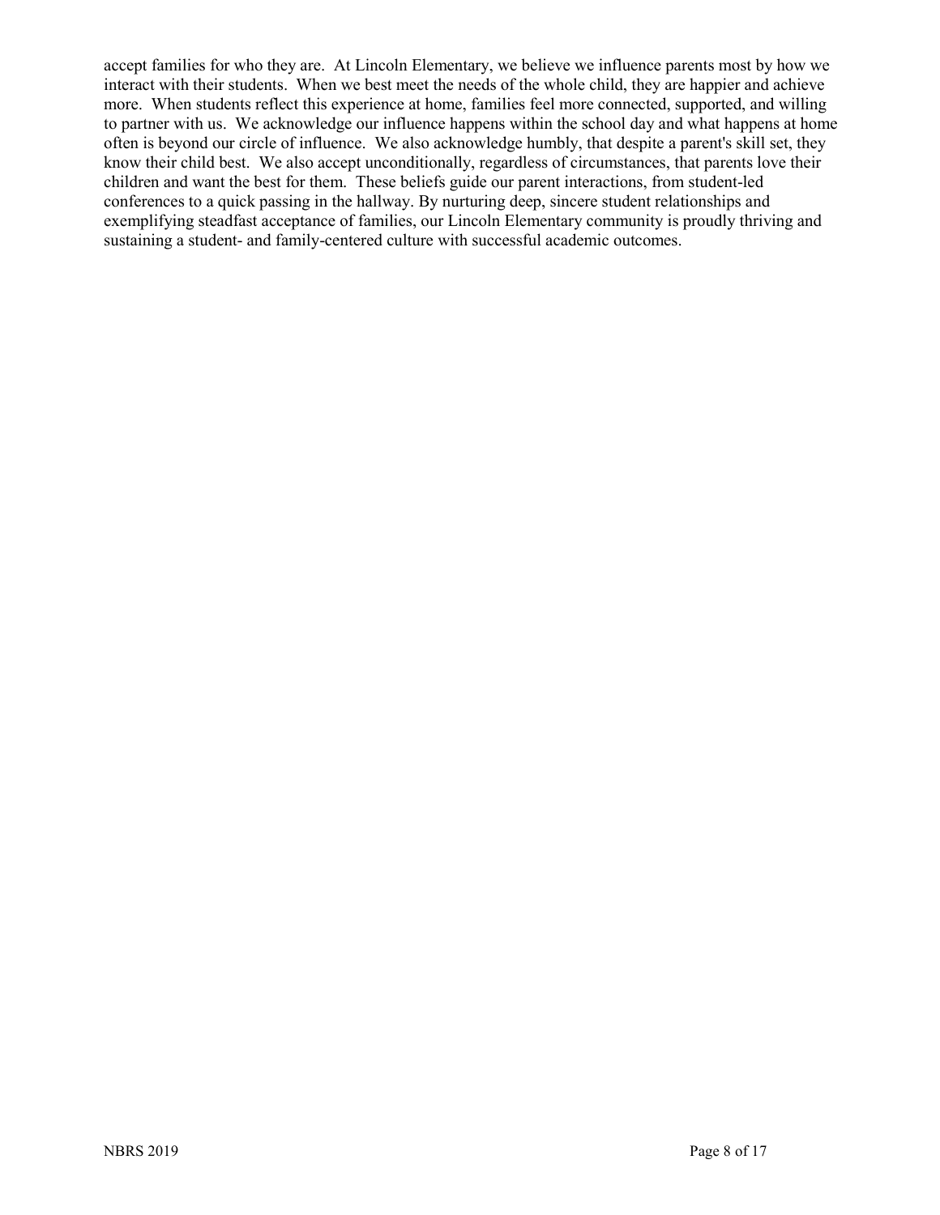accept families for who they are. At Lincoln Elementary, we believe we influence parents most by how we interact with their students. When we best meet the needs of the whole child, they are happier and achieve more. When students reflect this experience at home, families feel more connected, supported, and willing to partner with us. We acknowledge our influence happens within the school day and what happens at home often is beyond our circle of influence. We also acknowledge humbly, that despite a parent's skill set, they know their child best. We also accept unconditionally, regardless of circumstances, that parents love their children and want the best for them. These beliefs guide our parent interactions, from student-led conferences to a quick passing in the hallway. By nurturing deep, sincere student relationships and exemplifying steadfast acceptance of families, our Lincoln Elementary community is proudly thriving and sustaining a student- and family-centered culture with successful academic outcomes.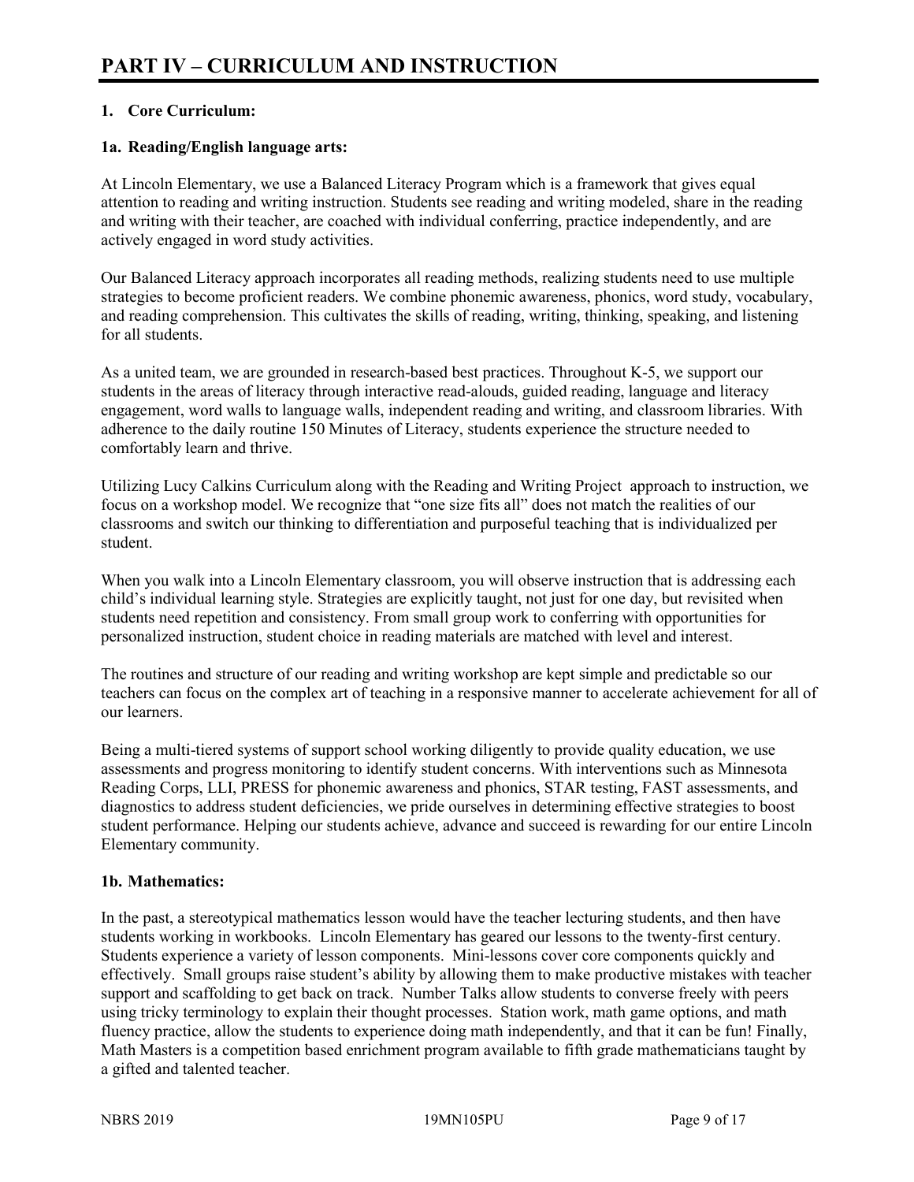# PART IV – CURRICULUM AND INSTRUCTION

## 1. Core Curriculum:

### 1a. Reading/English language arts:

At Lincoln Elementary, we use a Balanced Literacy Program which is a framework that gives equal attention to reading and writing instruction. Students see reading and writing modeled, share in the reading and writing with their teacher, are coached with individual conferring, practice independently, and are actively engaged in word study activities.

Our Balanced Literacy approach incorporates all reading methods, realizing students need to use multiple strategies to become proficient readers. We combine phonemic awareness, phonics, word study, vocabulary, and reading comprehension. This cultivates the skills of reading, writing, thinking, speaking, and listening for all students.

As a united team, we are grounded in research-based best practices. Throughout K-5, we support our students in the areas of literacy through interactive read-alouds, guided reading, language and literacy engagement, word walls to language walls, independent reading and writing, and classroom libraries. With adherence to the daily routine 150 Minutes of Literacy, students experience the structure needed to comfortably learn and thrive.

Utilizing Lucy Calkins Curriculum along with the Reading and Writing Project approach to instruction, we focus on a workshop model. We recognize that "one size fits all" does not match the realities of our classrooms and switch our thinking to differentiation and purposeful teaching that is individualized per student.

When you walk into a Lincoln Elementary classroom, you will observe instruction that is addressing each child's individual learning style. Strategies are explicitly taught, not just for one day, but revisited when students need repetition and consistency. From small group work to conferring with opportunities for personalized instruction, student choice in reading materials are matched with level and interest.

The routines and structure of our reading and writing workshop are kept simple and predictable so our teachers can focus on the complex art of teaching in a responsive manner to accelerate achievement for all of our learners.

Being a multi-tiered systems of support school working diligently to provide quality education, we use assessments and progress monitoring to identify student concerns. With interventions such as Minnesota Reading Corps, LLI, PRESS for phonemic awareness and phonics, STAR testing, FAST assessments, and diagnostics to address student deficiencies, we pride ourselves in determining effective strategies to boost student performance. Helping our students achieve, advance and succeed is rewarding for our entire Lincoln Elementary community.

### 1b. Mathematics:

In the past, a stereotypical mathematics lesson would have the teacher lecturing students, and then have students working in workbooks. Lincoln Elementary has geared our lessons to the twenty-first century. Students experience a variety of lesson components. Mini-lessons cover core components quickly and effectively. Small groups raise student's ability by allowing them to make productive mistakes with teacher support and scaffolding to get back on track. Number Talks allow students to converse freely with peers using tricky terminology to explain their thought processes. Station work, math game options, and math fluency practice, allow the students to experience doing math independently, and that it can be fun! Finally, Math Masters is a competition based enrichment program available to fifth grade mathematicians taught by a gifted and talented teacher.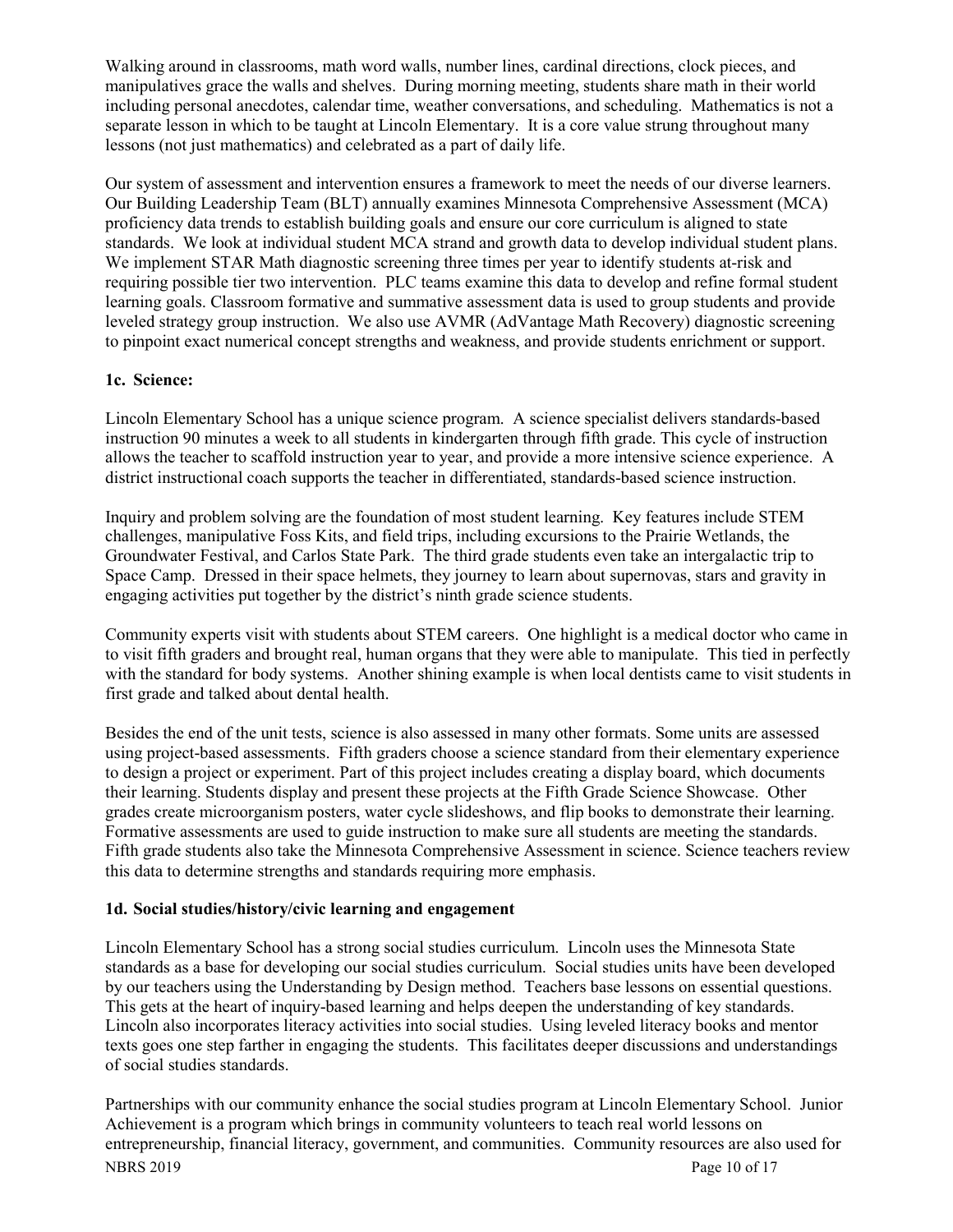Walking around in classrooms, math word walls, number lines, cardinal directions, clock pieces, and manipulatives grace the walls and shelves. During morning meeting, students share math in their world including personal anecdotes, calendar time, weather conversations, and scheduling. Mathematics is not a separate lesson in which to be taught at Lincoln Elementary. It is a core value strung throughout many lessons (not just mathematics) and celebrated as a part of daily life.

Our system of assessment and intervention ensures a framework to meet the needs of our diverse learners. Our Building Leadership Team (BLT) annually examines Minnesota Comprehensive Assessment (MCA) proficiency data trends to establish building goals and ensure our core curriculum is aligned to state standards. We look at individual student MCA strand and growth data to develop individual student plans. We implement STAR Math diagnostic screening three times per year to identify students at-risk and requiring possible tier two intervention. PLC teams examine this data to develop and refine formal student learning goals. Classroom formative and summative assessment data is used to group students and provide leveled strategy group instruction. We also use AVMR (AdVantage Math Recovery) diagnostic screening to pinpoint exact numerical concept strengths and weakness, and provide students enrichment or support.

### 1c. Science:

Lincoln Elementary School has a unique science program. A science specialist delivers standards-based instruction 90 minutes a week to all students in kindergarten through fifth grade. This cycle of instruction allows the teacher to scaffold instruction year to year, and provide a more intensive science experience. A district instructional coach supports the teacher in differentiated, standards-based science instruction.

Inquiry and problem solving are the foundation of most student learning. Key features include STEM challenges, manipulative Foss Kits, and field trips, including excursions to the Prairie Wetlands, the Groundwater Festival, and Carlos State Park. The third grade students even take an intergalactic trip to Space Camp. Dressed in their space helmets, they journey to learn about supernovas, stars and gravity in engaging activities put together by the district's ninth grade science students.

Community experts visit with students about STEM careers. One highlight is a medical doctor who came in to visit fifth graders and brought real, human organs that they were able to manipulate. This tied in perfectly with the standard for body systems. Another shining example is when local dentists came to visit students in first grade and talked about dental health.

Besides the end of the unit tests, science is also assessed in many other formats. Some units are assessed using project-based assessments. Fifth graders choose a science standard from their elementary experience to design a project or experiment. Part of this project includes creating a display board, which documents their learning. Students display and present these projects at the Fifth Grade Science Showcase. Other grades create microorganism posters, water cycle slideshows, and flip books to demonstrate their learning. Formative assessments are used to guide instruction to make sure all students are meeting the standards. Fifth grade students also take the Minnesota Comprehensive Assessment in science. Science teachers review this data to determine strengths and standards requiring more emphasis.

### 1d. Social studies/history/civic learning and engagement

Lincoln Elementary School has a strong social studies curriculum. Lincoln uses the Minnesota State standards as a base for developing our social studies curriculum. Social studies units have been developed by our teachers using the Understanding by Design method. Teachers base lessons on essential questions. This gets at the heart of inquiry-based learning and helps deepen the understanding of key standards. Lincoln also incorporates literacy activities into social studies. Using leveled literacy books and mentor texts goes one step farther in engaging the students. This facilitates deeper discussions and understandings of social studies standards.

Partnerships with our community enhance the social studies program at Lincoln Elementary School. Junior Achievement is a program which brings in community volunteers to teach real world lessons on entrepreneurship, financial literacy, government, and communities. Community resources are also used for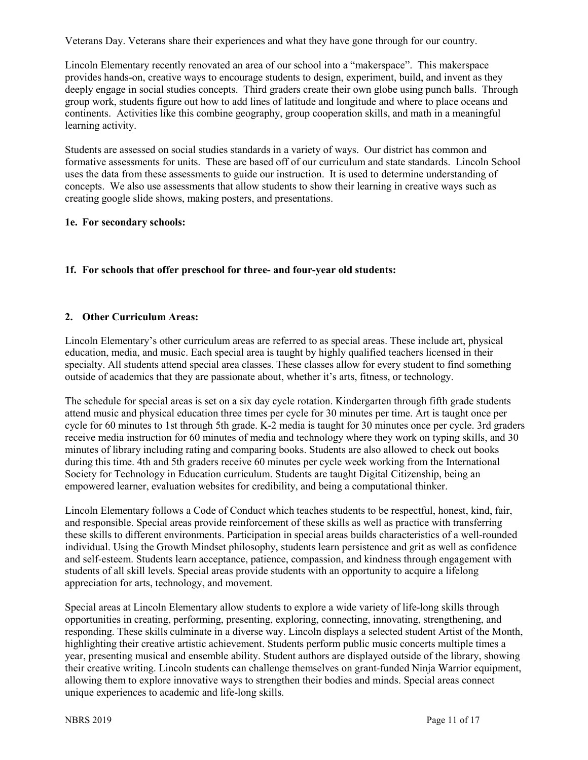Veterans Day. Veterans share their experiences and what they have gone through for our country.

Lincoln Elementary recently renovated an area of our school into a "makerspace". This makerspace provides hands-on, creative ways to encourage students to design, experiment, build, and invent as they deeply engage in social studies concepts. Third graders create their own globe using punch balls. Through group work, students figure out how to add lines of latitude and longitude and where to place oceans and continents. Activities like this combine geography, group cooperation skills, and math in a meaningful learning activity.

Students are assessed on social studies standards in a variety of ways. Our district has common and formative assessments for units. These are based off of our curriculum and state standards. Lincoln School uses the data from these assessments to guide our instruction. It is used to determine understanding of concepts. We also use assessments that allow students to show their learning in creative ways such as creating google slide shows, making posters, and presentations.

**1e. For secondary schools:**

**1f. For schools that offer preschool for three- and four-year old students:**

**2. Other Curriculum Areas:**

Lincoln Elementary's other curriculum areas are referred to as special areas. These include art, physical education, media, and music. Each special area is taught by highly qualified teachers licensed in their specialty. All students attend special area classes. These classes allow for every student to find something outside of academics that they are passionate about, whether it's arts, fitness, or technology.

The schedule for special areas is set on a six day cycle rotation. Kindergarten through fifth grade students attend music and physical education three times per cycle for 30 minutes per time. Art is taught once per cycle for 60 minutes to 1st through 5th grade. K-2 media is taught for 30 minutes once per cycle. 3rd graders receive media instruction for 60 minutes of media and technology where they work on typing skills, and 30 minutes of library including rating and comparing books. Students are also allowed to check out books during this time. 4th and 5th graders receive 60 minutes per cycle week working from the International Society for Technology in Education curriculum. Students are taught Digital Citizenship, being an empowered learner, evaluation websites for credibility, and being a computational thinker.

Lincoln Elementary follows a Code of Conduct which teaches students to be respectful, honest, kind, fair, and responsible. Special areas provide reinforcement of these skills as well as practice with transferring these skills to different environments. Participation in special areas builds characteristics of a well-rounded individual. Using the Growth Mindset philosophy, students learn persistence and grit as well as confidence and self-esteem. Students learn acceptance, patience, compassion, and kindness through engagement with students of all skill levels. Special areas provide students with an opportunity to acquire a lifelong appreciation for arts, technology, and movement.

Special areas at Lincoln Elementary allow students to explore a wide variety of life-long skills through opportunities in creating, performing, presenting, exploring, connecting, innovating, strengthening, and responding. These skills culminate in a diverse way. Lincoln displays a selected student Artist of the Month, highlighting their creative artistic achievement. Students perform public music concerts multiple times a year, presenting musical and ensemble ability. Student authors are displayed outside of the library, showing their creative writing. Lincoln students can challenge themselves on grant-funded Ninja Warrior equipment, allowing them to explore innovative ways to strengthen their bodies and minds. Special areas connect unique experiences to academic and life-long skills.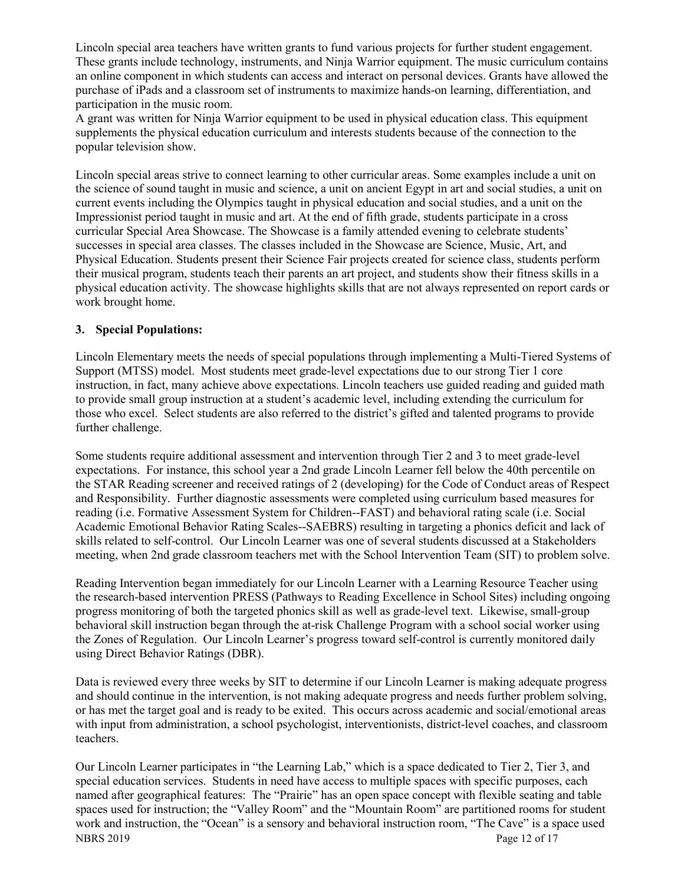Lincoln special area teachers have written grants to fund various projects for further student engagement. These grants include technology, instruments, and Ninja Warrior equipment. The music curriculum contains an online component in which students can access and interact on personal devices. Grants have allowed the purchase of iPads and a classroom set of instruments to maximize hands-on learning, differentiation, and participation in the music room.

A grant was written for Ninja Warrior equipment to be used in physical education class. This equipment supplements the physical education curriculum and interests students because of the connection to the popular television show.

Lincoln special areas strive to connect learning to other curricular areas. Some examples include a unit on the science of sound taught in music and science, a unit on ancient Egypt in art and social studies, a unit on current events including the Olympics taught in physical education and social studies, and a unit on the Impressionist period taught in music and art. At the end of fifth grade, students participate in a cross curricular Special Area Showcase. The Showcase is a family attended evening to celebrate students' successes in special area classes. The classes included in the Showcase are Science, Music, Art, and Physical Education. Students present their Science Fair projects created for science class, students perform their musical program, students teach their parents an art project, and students show their fitness skills in a physical education activity. The showcase highlights skills that are not always represented on report cards or work brought home.

**3. Special Populations:**

Lincoln Elementary meets the needs of special populations through implementing a Multi-Tiered Systems of Support (MTSS) model. Most students meet grade-level expectations due to our strong Tier 1 core instruction, in fact, many achieve above expectations. Lincoln teachers use guided reading and guided math to provide small group instruction at a student's academic level, including extending the curriculum for those who excel. Select students are also referred to the district's gifted and talented programs to provide further challenge.

Some students require additional assessment and intervention through Tier 2 and 3 to meet grade-level expectations. For instance, this school year a 2nd grade Lincoln Learner fell below the 40th percentile on the STAR Reading screener and received ratings of 2 (developing) for the Code of Conduct areas of Respect and Responsibility. Further diagnostic assessments were completed using curriculum based measures for reading (i.e. Formative Assessment System for Children--FAST) and behavioral rating scale (i.e. Social Academic Emotional Behavior Rating Scales--SAEBRS) resulting in targeting a phonics deficit and lack of skills related to self-control. Our Lincoln Learner was one of several students discussed at a Stakeholders meeting, when 2nd grade classroom teachers met with the School Intervention Team (SIT) to problem solve.

Reading Intervention began immediately for our Lincoln Learner with a Learning Resource Teacher using the research-based intervention PRESS (Pathways to Reading Excellence in School Sites) including ongoing progress monitoring of both the targeted phonics skill as well as grade-level text. Likewise, small-group behavioral skill instruction began through the at-risk Challenge Program with a school social worker using the Zones of Regulation. Our Lincoln Learner's progress toward self-control is currently monitored daily using Direct Behavior Ratings (DBR).

Data is reviewed every three weeks by SIT to determine if our Lincoln Learner is making adequate progress and should continue in the intervention, is not making adequate progress and needs further problem solving, or has met the target goal and is ready to be exited. This occurs across academic and social/emotional areas with input from administration, a school psychologist, interventionists, district-level coaches, and classroom teachers.

Our Lincoln Learner participates in "the Learning Lab," which is a space dedicated to Tier 2, Tier 3, and special education services. Students in need have access to multiple spaces with specific purposes, each named after geographical features: The "Prairie" has an open space concept with flexible seating and table spaces used for instruction; the "Valley Room" and the "Mountain Room" are partitioned rooms for student work and instruction, the "Ocean" is a sensory and behavioral instruction room, "The Cave" is a space used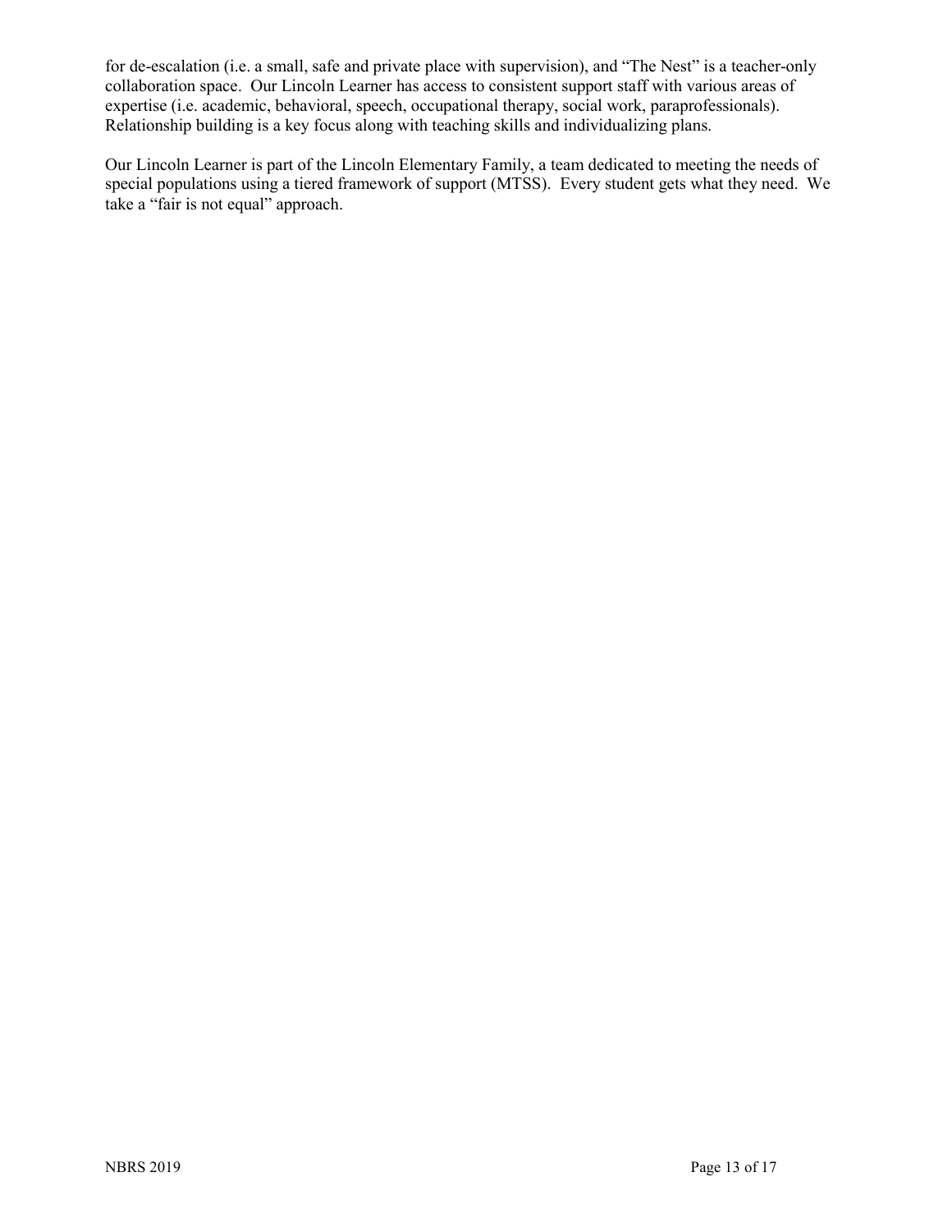for de-escalation (i.e. a small, safe and private place with supervision), and "The Nest" is a teacher-only collaboration space. Our Lincoln Learner has access to consistent support staff with various areas of expertise (i.e. academic, behavioral, speech, occupational therapy, social work, paraprofessionals). Relationship building is a key focus along with teaching skills and individualizing plans.

Our Lincoln Learner is part of the Lincoln Elementary Family, a team dedicated to meeting the needs of special populations using a tiered framework of support (MTSS). Every student gets what they need. We take a "fair is not equal" approach.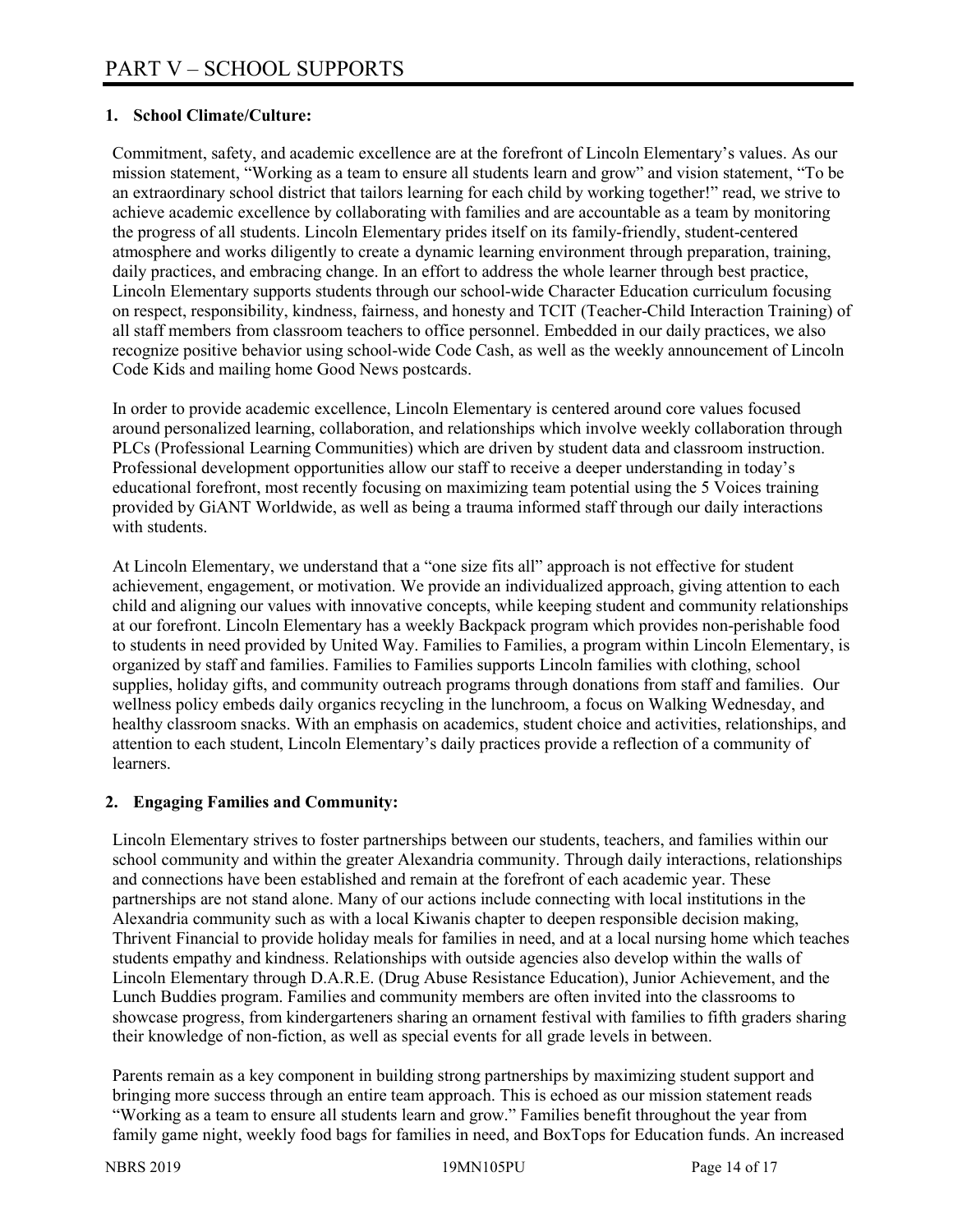# PART V – SCHOOL SUPPORTS

## 1. School Climate/Culture:

Commitment, safety, and academic excellence are at the forefront of Lincoln Elementary's values. As our mission statement, "Working as a team to ensure all students learn and grow" and vision statement, "To be an extraordinary school district that tailors learning for each child by working together!" read, we strive to achieve academic excellence by collaborating with families and are accountable as a team by monitoring the progress of all students. Lincoln Elementary prides itself on its family-friendly, student-centered atmosphere and works diligently to create a dynamic learning environment through preparation, training, daily practices, and embracing change. In an effort to address the whole learner through best practice, Lincoln Elementary supports students through our school-wide Character Education curriculum focusing on respect, responsibility, kindness, fairness, and honesty and TCIT (Teacher-Child Interaction Training) of all staff members from classroom teachers to office personnel. Embedded in our daily practices, we also recognize positive behavior using school-wide Code Cash, as well as the weekly announcement of Lincoln Code Kids and mailing home Good News postcards.

In order to provide academic excellence, Lincoln Elementary is centered around core values focused around personalized learning, collaboration, and relationships which involve weekly collaboration through PLCs (Professional Learning Communities) which are driven by student data and classroom instruction. Professional development opportunities allow our staff to receive a deeper understanding in today's educational forefront, most recently focusing on maximizing team potential using the 5 Voices training provided by GiANT Worldwide, as well as being a trauma informed staff through our daily interactions with students.

At Lincoln Elementary, we understand that a "one size fits all" approach is not effective for student achievement, engagement, or motivation. We provide an individualized approach, giving attention to each child and aligning our values with innovative concepts, while keeping student and community relationships at our forefront. Lincoln Elementary has a weekly Backpack program which provides non-perishable food to students in need provided by United Way. Families to Families, a program within Lincoln Elementary, is organized by staff and families. Families to Families supports Lincoln families with clothing, school supplies, holiday gifts, and community outreach programs through donations from staff and families. Our wellness policy embeds daily organics recycling in the lunchroom, a focus on Walking Wednesday, and healthy classroom snacks. With an emphasis on academics, student choice and activities, relationships, and attention to each student, Lincoln Elementary's daily practices provide a reflection of a community of learners.

## 2. Engaging Families and Community:

Lincoln Elementary strives to foster partnerships between our students, teachers, and families within our school community and within the greater Alexandria community. Through daily interactions, relationships and connections have been established and remain at the forefront of each academic year. These partnerships are not stand alone. Many of our actions include connecting with local institutions in the Alexandria community such as with a local Kiwanis chapter to deepen responsible decision making, Thrivent Financial to provide holiday meals for families in need, and at a local nursing home which teaches students empathy and kindness. Relationships with outside agencies also develop within the walls of Lincoln Elementary through D.A.R.E. (Drug Abuse Resistance Education), Junior Achievement, and the Lunch Buddies program. Families and community members are often invited into the classrooms to showcase progress, from kindergarteners sharing an ornament festival with families to fifth graders sharing their knowledge of non-fiction, as well as special events for all grade levels in between.

Parents remain as a key component in building strong partnerships by maximizing student support and bringing more success through an entire team approach. This is echoed as our mission statement reads "Working as a team to ensure all students learn and grow." Families benefit throughout the year from family game night, weekly food bags for families in need, and BoxTops for Education funds. An increased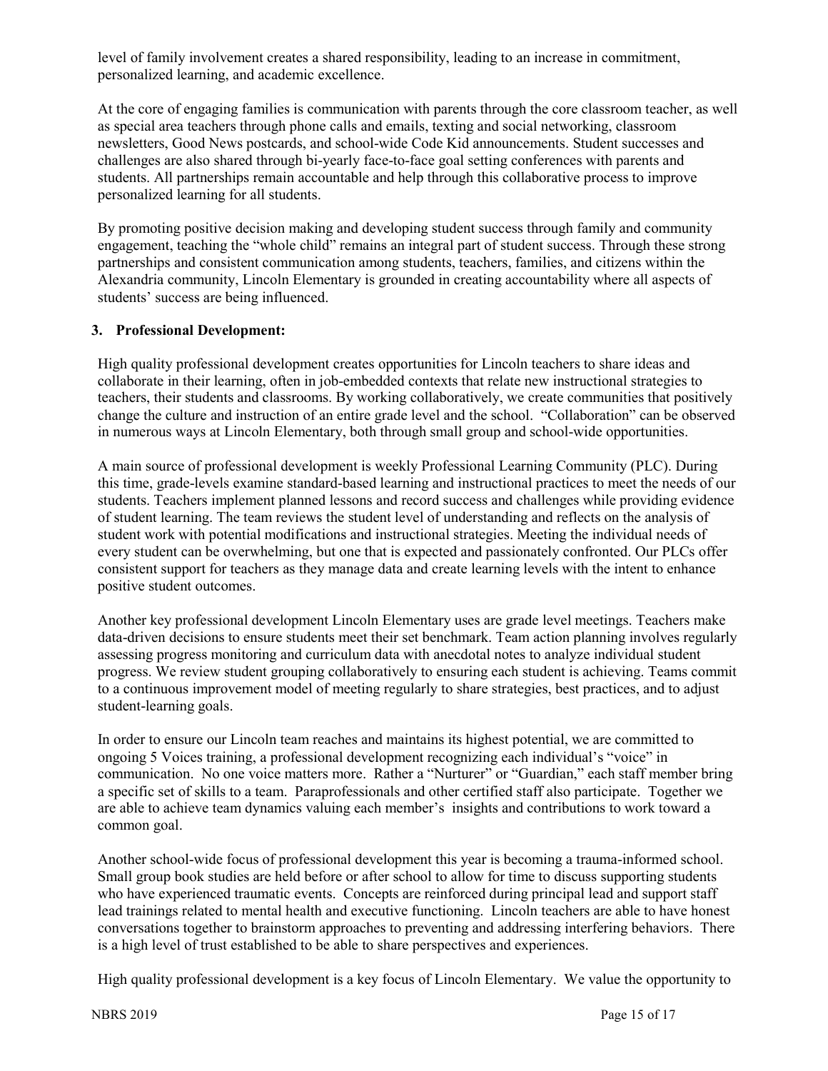level of family involvement creates a shared responsibility, leading to an increase in commitment, personalized learning, and academic excellence.

At the core of engaging families is communication with parents through the core classroom teacher, as well as special area teachers through phone calls and emails, texting and social networking, classroom newsletters, Good News postcards, and school-wide Code Kid announcements. Student successes and challenges are also shared through bi-yearly face-to-face goal setting conferences with parents and students. All partnerships remain accountable and help through this collaborative process to improve personalized learning for all students.

By promoting positive decision making and developing student success through family and community engagement, teaching the "whole child" remains an integral part of student success. Through these strong partnerships and consistent communication among students, teachers, families, and citizens within the Alexandria community, Lincoln Elementary is grounded in creating accountability where all aspects of students' success are being influenced.

### 3. Professional Development:

High quality professional development creates opportunities for Lincoln teachers to share ideas and collaborate in their learning, often in job-embedded contexts that relate new instructional strategies to teachers, their students and classrooms. By working collaboratively, we create communities that positively change the culture and instruction of an entire grade level and the school. "Collaboration" can be observed in numerous ways at Lincoln Elementary, both through small group and school-wide opportunities.

A main source of professional development is weekly Professional Learning Community (PLC). During this time, grade-levels examine standard-based learning and instructional practices to meet the needs of our students. Teachers implement planned lessons and record success and challenges while providing evidence of student learning. The team reviews the student level of understanding and reflects on the analysis of student work with potential modifications and instructional strategies. Meeting the individual needs of every student can be overwhelming, but one that is expected and passionately confronted. Our PLCs offer consistent support for teachers as they manage data and create learning levels with the intent to enhance positive student outcomes.

Another key professional development Lincoln Elementary uses are grade level meetings. Teachers make data-driven decisions to ensure students meet their set benchmark. Team action planning involves regularly assessing progress monitoring and curriculum data with anecdotal notes to analyze individual student progress. We review student grouping collaboratively to ensuring each student is achieving. Teams commit to a continuous improvement model of meeting regularly to share strategies, best practices, and to adjust student-learning goals.

In order to ensure our Lincoln team reaches and maintains its highest potential, we are committed to ongoing 5 Voices training, a professional development recognizing each individual's "voice" in communication. No one voice matters more. Rather a "Nurturer" or "Guardian," each staff member bring a specific set of skills to a team. Paraprofessionals and other certified staff also participate. Together we are able to achieve team dynamics valuing each member's insights and contributions to work toward a common goal.

Another school-wide focus of professional development this year is becoming a trauma-informed school. Small group book studies are held before or after school to allow for time to discuss supporting students who have experienced traumatic events. Concepts are reinforced during principal lead and support staff lead trainings related to mental health and executive functioning. Lincoln teachers are able to have honest conversations together to brainstorm approaches to preventing and addressing interfering behaviors. There is a high level of trust established to be able to share perspectives and experiences.

High quality professional development is a key focus of Lincoln Elementary. We value the opportunity to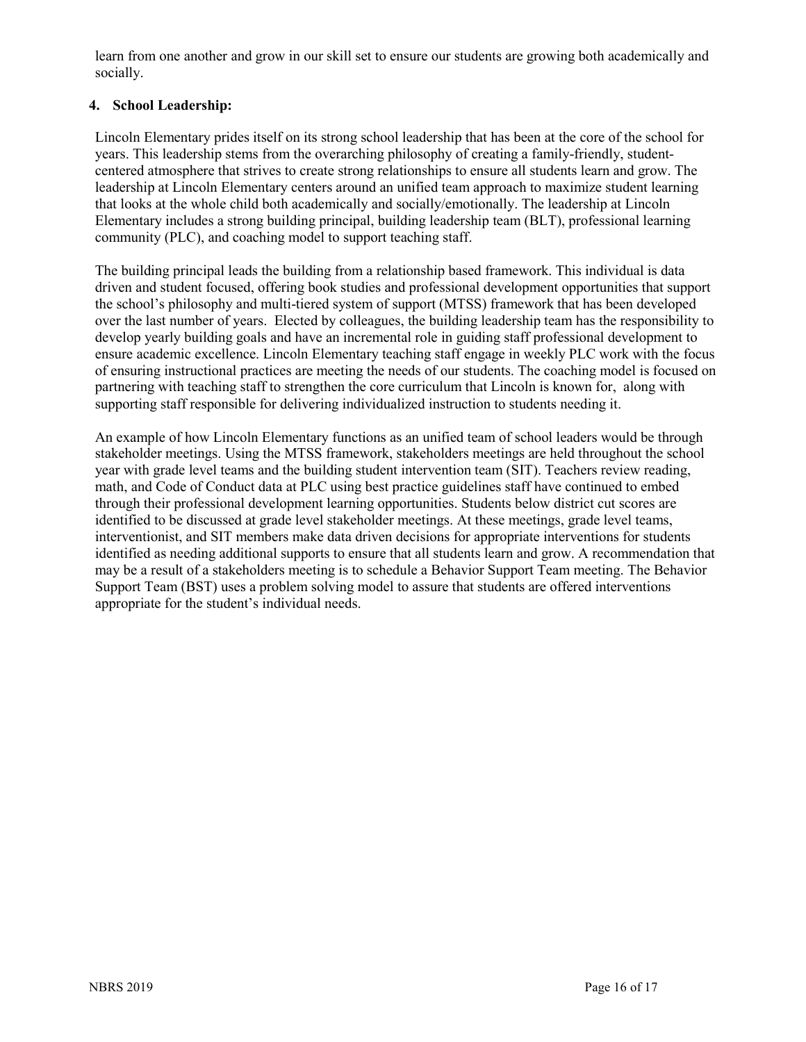learn from one another and grow in our skill set to ensure our students are growing both academically and socially.

**4. School Leadership:**

Lincoln Elementary prides itself on its strong school leadership that has been at the core of the school for years. This leadership stems from the overarching philosophy of creating a family-friendly, student-centered atmosphere that strives to create strong relationships to ensure all students learn and grow. The leadership at Lincoln Elementary centers around an unified team approach to maximize student learning that looks at the whole child both academically and socially/emotionally. The leadership at Lincoln Elementary includes a strong building principal, building leadership team (BLT), professional learning community (PLC), and coaching model to support teaching staff.

The building principal leads the building from a relationship based framework. This individual is data driven and student focused, offering book studies and professional development opportunities that support the school's philosophy and multi-tiered system of support (MTSS) framework that has been developed over the last number of years. Elected by colleagues, the building leadership team has the responsibility to develop yearly building goals and have an incremental role in guiding staff professional development to ensure academic excellence. Lincoln Elementary teaching staff engage in weekly PLC work with the focus of ensuring instructional practices are meeting the needs of our students. The coaching model is focused on partnering with teaching staff to strengthen the core curriculum that Lincoln is known for, along with supporting staff responsible for delivering individualized instruction to students needing it.

An example of how Lincoln Elementary functions as an unified team of school leaders would be through stakeholder meetings. Using the MTSS framework, stakeholders meetings are held throughout the school year with grade level teams and the building student intervention team (SIT). Teachers review reading, math, and Code of Conduct data at PLC using best practice guidelines staff have continued to embed through their professional development learning opportunities. Students below district cut scores are identified to be discussed at grade level stakeholder meetings. At these meetings, grade level teams, interventionist, and SIT members make data driven decisions for appropriate interventions for students identified as needing additional supports to ensure that all students learn and grow. A recommendation that may be a result of a stakeholders meeting is to schedule a Behavior Support Team meeting. The Behavior Support Team (BST) uses a problem solving model to assure that students are offered interventions appropriate for the student's individual needs.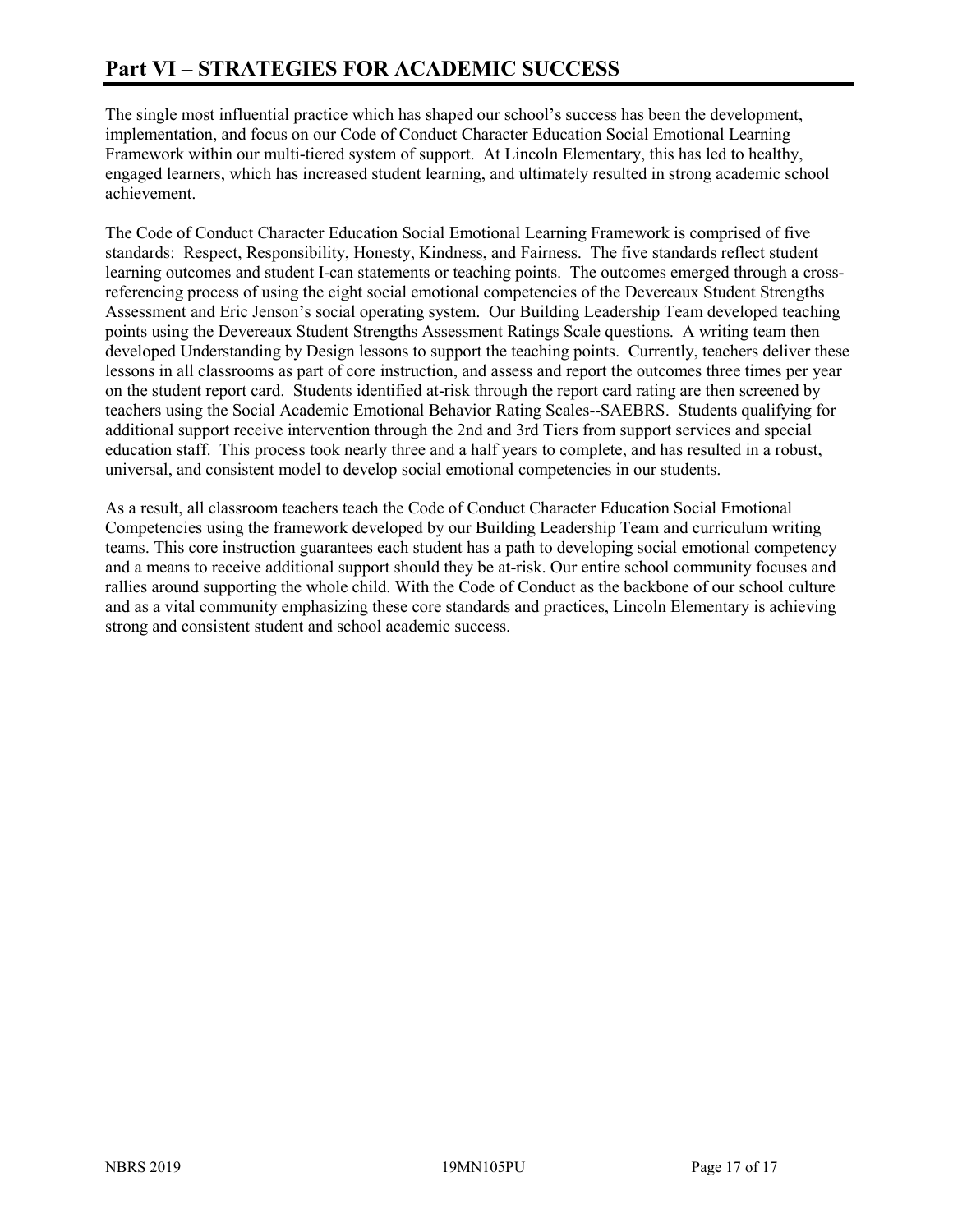## Part VI – STRATEGIES FOR ACADEMIC SUCCESS

The single most influential practice which has shaped our school's success has been the development, implementation, and focus on our Code of Conduct Character Education Social Emotional Learning Framework within our multi-tiered system of support. At Lincoln Elementary, this has led to healthy, engaged learners, which has increased student learning, and ultimately resulted in strong academic school achievement.

The Code of Conduct Character Education Social Emotional Learning Framework is comprised of five standards: Respect, Responsibility, Honesty, Kindness, and Fairness. The five standards reflect student learning outcomes and student I-can statements or teaching points. The outcomes emerged through a cross-referencing process of using the eight social emotional competencies of the Devereaux Student Strengths Assessment and Eric Jenson's social operating system. Our Building Leadership Team developed teaching points using the Devereaux Student Strengths Assessment Ratings Scale questions. A writing team then developed Understanding by Design lessons to support the teaching points. Currently, teachers deliver these lessons in all classrooms as part of core instruction, and assess and report the outcomes three times per year on the student report card. Students identified at-risk through the report card rating are then screened by teachers using the Social Academic Emotional Behavior Rating Scales--SAEBRS. Students qualifying for additional support receive intervention through the 2nd and 3rd Tiers from support services and special education staff. This process took nearly three and a half years to complete, and has resulted in a robust, universal, and consistent model to develop social emotional competencies in our students.

As a result, all classroom teachers teach the Code of Conduct Character Education Social Emotional Competencies using the framework developed by our Building Leadership Team and curriculum writing teams. This core instruction guarantees each student has a path to developing social emotional competency and a means to receive additional support should they be at-risk. Our entire school community focuses and rallies around supporting the whole child. With the Code of Conduct as the backbone of our school culture and as a vital community emphasizing these core standards and practices, Lincoln Elementary is achieving strong and consistent student and school academic success.